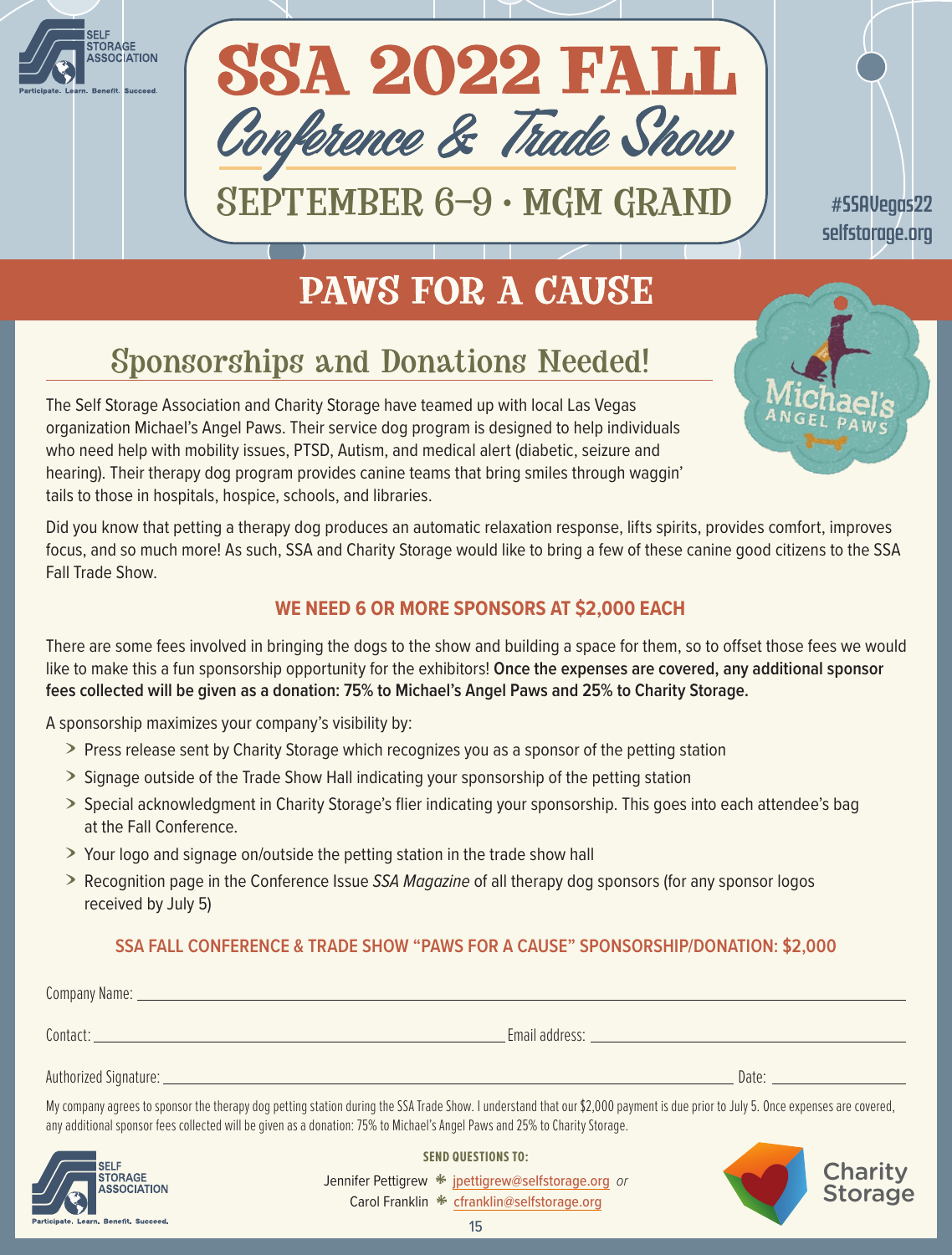SELF STORAGE ASSOCIATION
Participate. Learn. Benefit. Succeed.

# SSA 2022 FALL Conference & Trade Show

SEPTEMBER 6–9 • MGM GRAND

#SSAVegas22
selfstorage.org

# PAWS FOR A CAUSE

## Sponsorships and Donations Needed!

The Self Storage Association and Charity Storage have teamed up with local Las Vegas organization Michael's Angel Paws. Their service dog program is designed to help individuals who need help with mobility issues, PTSD, Autism, and medical alert (diabetic, seizure and hearing). Their therapy dog program provides canine teams that bring smiles through waggin' tails to those in hospitals, hospice, schools, and libraries.

Did you know that petting a therapy dog produces an automatic relaxation response, lifts spirits, provides comfort, improves focus, and so much more! As such, SSA and Charity Storage would like to bring a few of these canine good citizens to the SSA Fall Trade Show.

**WE NEED 6 OR MORE SPONSORS AT $2,000 EACH**

There are some fees involved in bringing the dogs to the show and building a space for them, so to offset those fees we would like to make this a fun sponsorship opportunity for the exhibitors! **Once the expenses are covered, any additional sponsor fees collected will be given as a donation: 75% to Michael's Angel Paws and 25% to Charity Storage.**

A sponsorship maximizes your company's visibility by:

- Press release sent by Charity Storage which recognizes you as a sponsor of the petting station
- Signage outside of the Trade Show Hall indicating your sponsorship of the petting station
- Special acknowledgment in Charity Storage's flier indicating your sponsorship. This goes into each attendee's bag at the Fall Conference.
- Your logo and signage on/outside the petting station in the trade show hall
- Recognition page in the Conference Issue *SSA Magazine* of all therapy dog sponsors (for any sponsor logos received by July 5)

**SSA FALL CONFERENCE & TRADE SHOW "PAWS FOR A CAUSE" SPONSORSHIP/DONATION: $2,000**

Company Name: ______________________________

Contact: ______________________________ Email address: ______________________________

Authorized Signature: ______________________________ Date: ______________

My company agrees to sponsor the therapy dog petting station during the SSA Trade Show. I understand that our $2,000 payment is due prior to July 5. Once expenses are covered, any additional sponsor fees collected will be given as a donation: 75% to Michael's Angel Paws and 25% to Charity Storage.

**SEND QUESTIONS TO:**

Jennifer Pettigrew * jpettigrew@selfstorage.org *or*
Carol Franklin * cfranklin@selfstorage.org

Charity Storage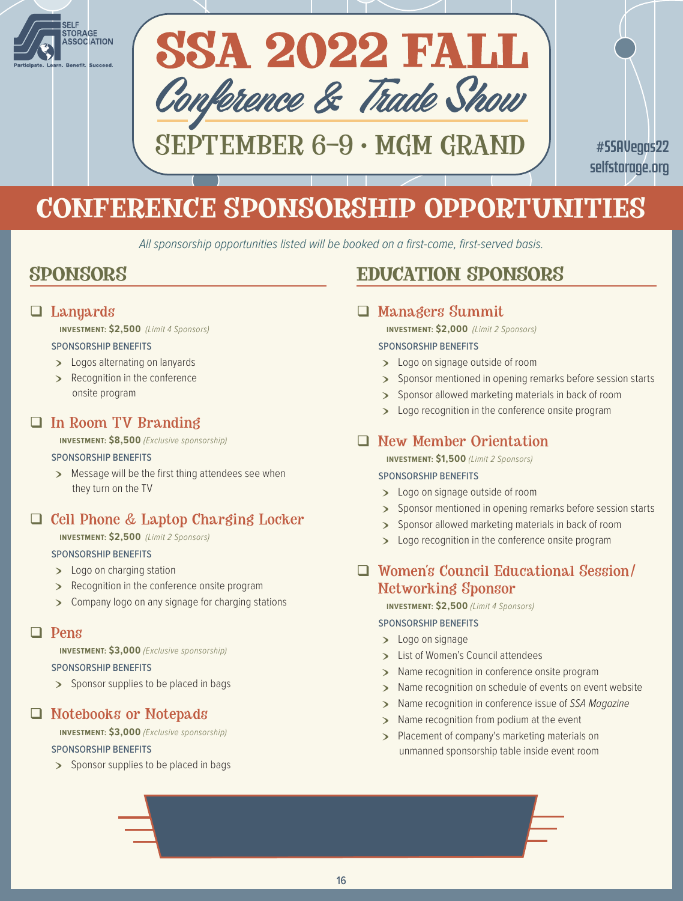SELF STORAGE ASSOCIATION

Participate. Learn. Benefit. Succeed.

# SSA 2022 FALL Conference & Trade Show

SEPTEMBER 6–9 • MGM GRAND

#SSAVegas22
selfstorage.org

# CONFERENCE SPONSORSHIP OPPORTUNITIES

*All sponsorship opportunities listed will be booked on a first-come, first-served basis.*

## SPONSORS

### ☐ Lanyards

**INVESTMENT: $2,500** *(Limit 4 Sponsors)*

SPONSORSHIP BENEFITS

- Logos alternating on lanyards
- Recognition in the conference onsite program

### ☐ In Room TV Branding

**INVESTMENT: $8,500** *(Exclusive sponsorship)*

SPONSORSHIP BENEFITS

- Message will be the first thing attendees see when they turn on the TV

### ☐ Cell Phone & Laptop Charging Locker

**INVESTMENT: $2,500** *(Limit 2 Sponsors)*

SPONSORSHIP BENEFITS

- Logo on charging station
- Recognition in the conference onsite program
- Company logo on any signage for charging stations

### ☐ Pens

**INVESTMENT: $3,000** *(Exclusive sponsorship)*

SPONSORSHIP BENEFITS

- Sponsor supplies to be placed in bags

### ☐ Notebooks or Notepads

**INVESTMENT: $3,000** *(Exclusive sponsorship)*

SPONSORSHIP BENEFITS

- Sponsor supplies to be placed in bags

## EDUCATION SPONSORS

### ☐ Managers Summit

**INVESTMENT: $2,000** *(Limit 2 Sponsors)*

SPONSORSHIP BENEFITS

- Logo on signage outside of room
- Sponsor mentioned in opening remarks before session starts
- Sponsor allowed marketing materials in back of room
- Logo recognition in the conference onsite program

### ☐ New Member Orientation

**INVESTMENT: $1,500** *(Limit 2 Sponsors)*

SPONSORSHIP BENEFITS

- Logo on signage outside of room
- Sponsor mentioned in opening remarks before session starts
- Sponsor allowed marketing materials in back of room
- Logo recognition in the conference onsite program

### ☐ Women's Council Educational Session/ Networking Sponsor

**INVESTMENT: $2,500** *(Limit 4 Sponsors)*

SPONSORSHIP BENEFITS

- Logo on signage
- List of Women's Council attendees
- Name recognition in conference onsite program
- Name recognition on schedule of events on event website
- Name recognition in conference issue of *SSA Magazine*
- Name recognition from podium at the event
- Placement of company's marketing materials on unmanned sponsorship table inside event room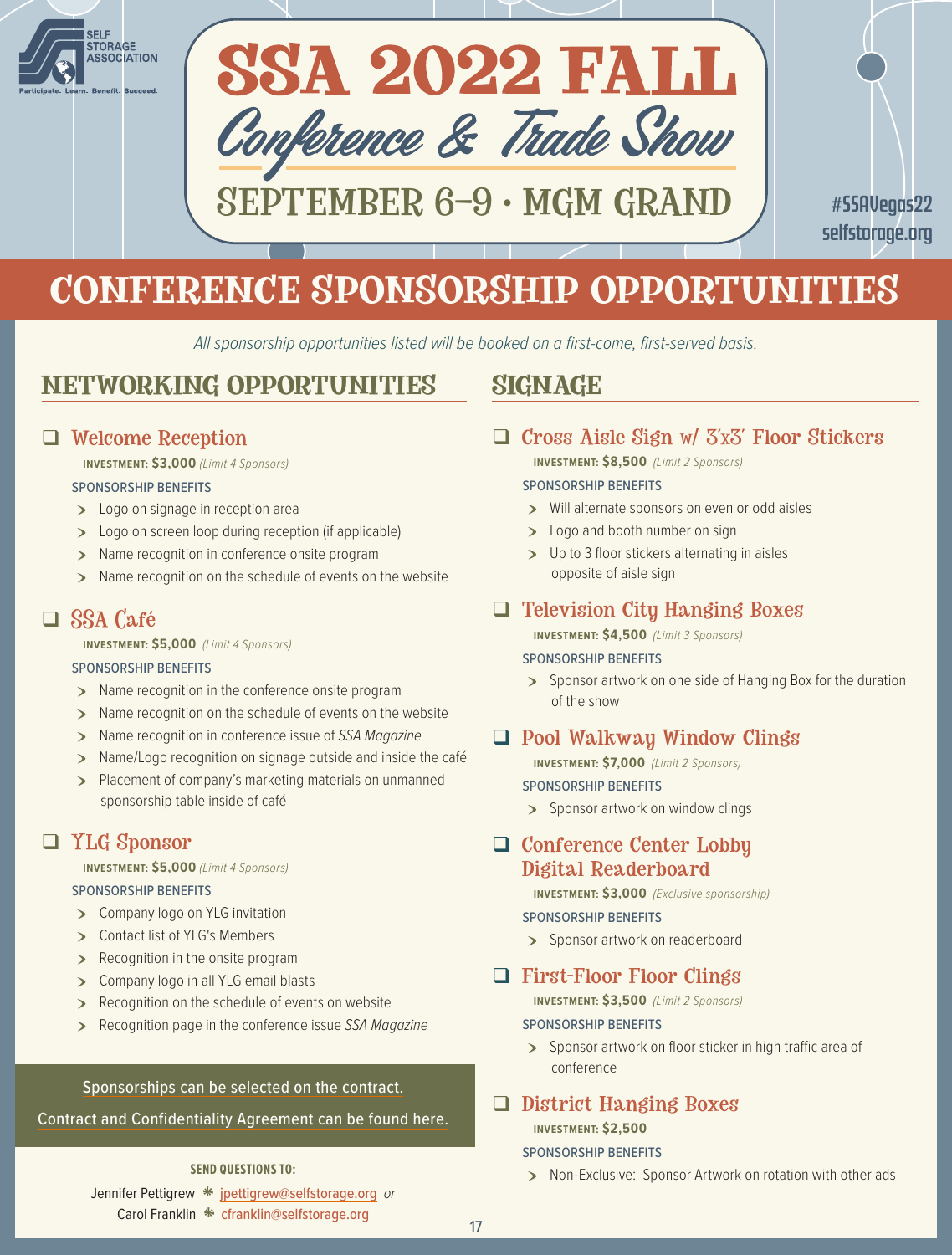SELF STORAGE ASSOCIATION

Participate. Learn. Benefit. Succeed.

# SSA 2022 FALL Conference & Trade Show

SEPTEMBER 6–9 • MGM GRAND

#SSAVegas22
selfstorage.org

# CONFERENCE SPONSORSHIP OPPORTUNITIES

*All sponsorship opportunities listed will be booked on a first-come, first-served basis.*

## NETWORKING OPPORTUNITIES

### ☐ Welcome Reception

**INVESTMENT: $3,000** *(Limit 4 Sponsors)*

SPONSORSHIP BENEFITS

- Logo on signage in reception area
- Logo on screen loop during reception (if applicable)
- Name recognition in conference onsite program
- Name recognition on the schedule of events on the website

### ☐ SSA Café

**INVESTMENT: $5,000** *(Limit 4 Sponsors)*

SPONSORSHIP BENEFITS

- Name recognition in the conference onsite program
- Name recognition on the schedule of events on the website
- Name recognition in conference issue of *SSA Magazine*
- Name/Logo recognition on signage outside and inside the café
- Placement of company's marketing materials on unmanned sponsorship table inside of café

### ☐ YLG Sponsor

**INVESTMENT: $5,000** *(Limit 4 Sponsors)*

SPONSORSHIP BENEFITS

- Company logo on YLG invitation
- Contact list of YLG's Members
- Recognition in the onsite program
- Company logo in all YLG email blasts
- Recognition on the schedule of events on website
- Recognition page in the conference issue *SSA Magazine*

Sponsorships can be selected on the contract.

Contract and Confidentiality Agreement can be found here.

**SEND QUESTIONS TO:**

Jennifer Pettigrew ✱ jpettigrew@selfstorage.org *or*
Carol Franklin ✱ cfranklin@selfstorage.org

## SIGNAGE

### ☐ Cross Aisle Sign w/ 3'x3' Floor Stickers

**INVESTMENT: $8,500** *(Limit 2 Sponsors)*

SPONSORSHIP BENEFITS

- Will alternate sponsors on even or odd aisles
- Logo and booth number on sign
- Up to 3 floor stickers alternating in aisles opposite of aisle sign

### ☐ Television City Hanging Boxes

**INVESTMENT: $4,500** *(Limit 3 Sponsors)*

SPONSORSHIP BENEFITS

- Sponsor artwork on one side of Hanging Box for the duration of the show

### ☐ Pool Walkway Window Clings

**INVESTMENT: $7,000** *(Limit 2 Sponsors)*

SPONSORSHIP BENEFITS

- Sponsor artwork on window clings

### ☐ Conference Center Lobby Digital Readerboard

**INVESTMENT: $3,000** *(Exclusive sponsorship)*

SPONSORSHIP BENEFITS

- Sponsor artwork on readerboard

### ☐ First-Floor Floor Clings

**INVESTMENT: $3,500** *(Limit 2 Sponsors)*

SPONSORSHIP BENEFITS

- Sponsor artwork on floor sticker in high traffic area of conference

### ☐ District Hanging Boxes

**INVESTMENT: $2,500**

SPONSORSHIP BENEFITS

- Non-Exclusive: Sponsor Artwork on rotation with other ads